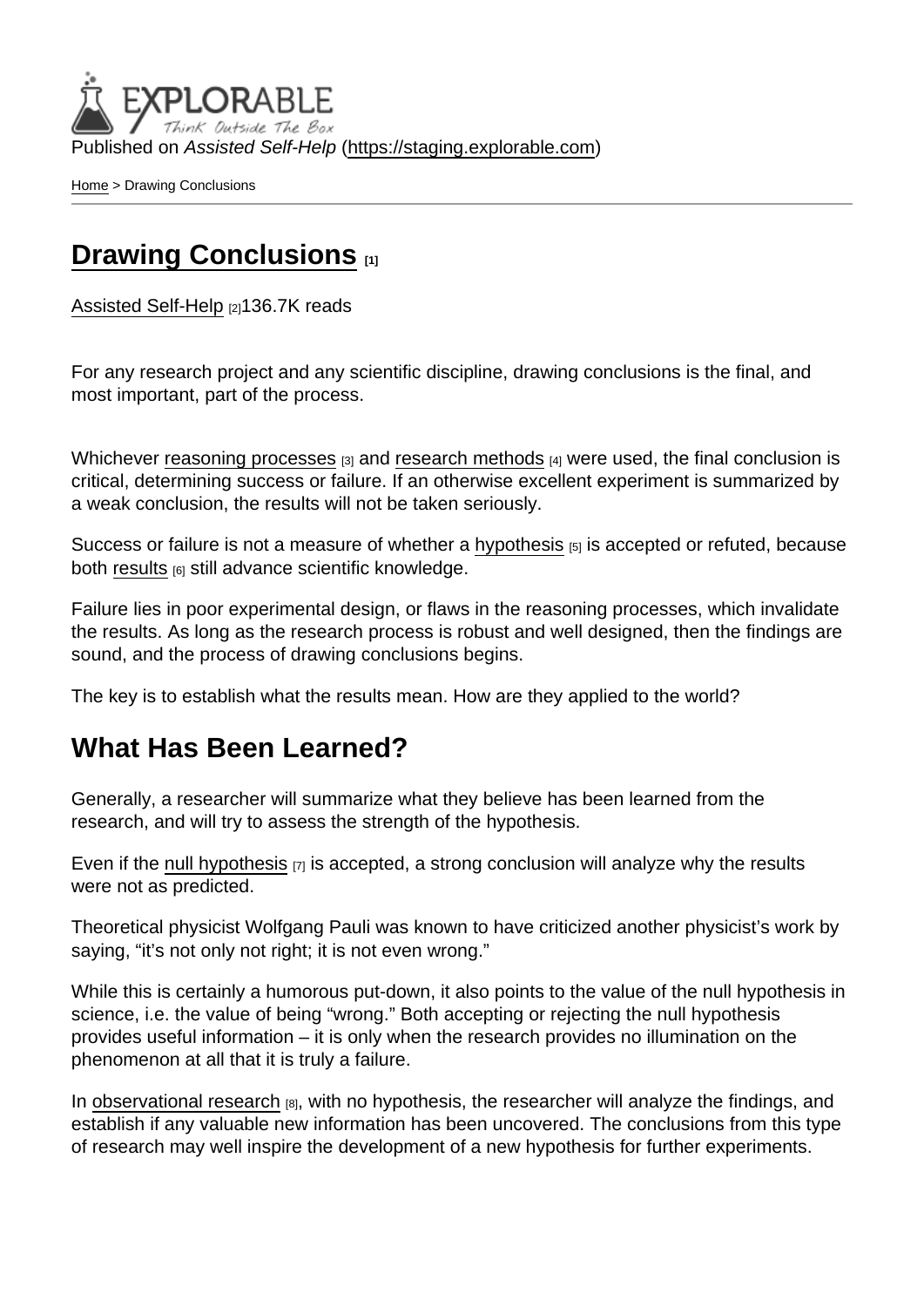Published on *Assisted Self-Help* (https://staging.explorable.com)

Home > Drawing Conclusions

# Drawing Conclusions [1]

Assisted Self-Help [2]136.7K reads

For any research project and any scientific discipline, drawing conclusions is the final, and most important, part of the process.

Whichever reasoning processes [3] and research methods [4] were used, the final conclusion is critical, determining success or failure. If an otherwise excellent experiment is summarized by a weak conclusion, the results will not be taken seriously.

Success or failure is not a measure of whether a hypothesis [5] is accepted or refuted, because both results [6] still advance scientific knowledge.

Failure lies in poor experimental design, or flaws in the reasoning processes, which invalidate the results. As long as the research process is robust and well designed, then the findings are sound, and the process of drawing conclusions begins.

The key is to establish what the results mean. How are they applied to the world?

## What Has Been Learned?

Generally, a researcher will summarize what they believe has been learned from the research, and will try to assess the strength of the hypothesis.

Even if the null hypothesis [7] is accepted, a strong conclusion will analyze why the results were not as predicted.

Theoretical physicist Wolfgang Pauli was known to have criticized another physicist's work by saying, "it's not only not right; it is not even wrong."

While this is certainly a humorous put-down, it also points to the value of the null hypothesis in science, i.e. the value of being "wrong." Both accepting or rejecting the null hypothesis provides useful information – it is only when the research provides no illumination on the phenomenon at all that it is truly a failure.

In observational research [8], with no hypothesis, the researcher will analyze the findings, and establish if any valuable new information has been uncovered. The conclusions from this type of research may well inspire the development of a new hypothesis for further experiments.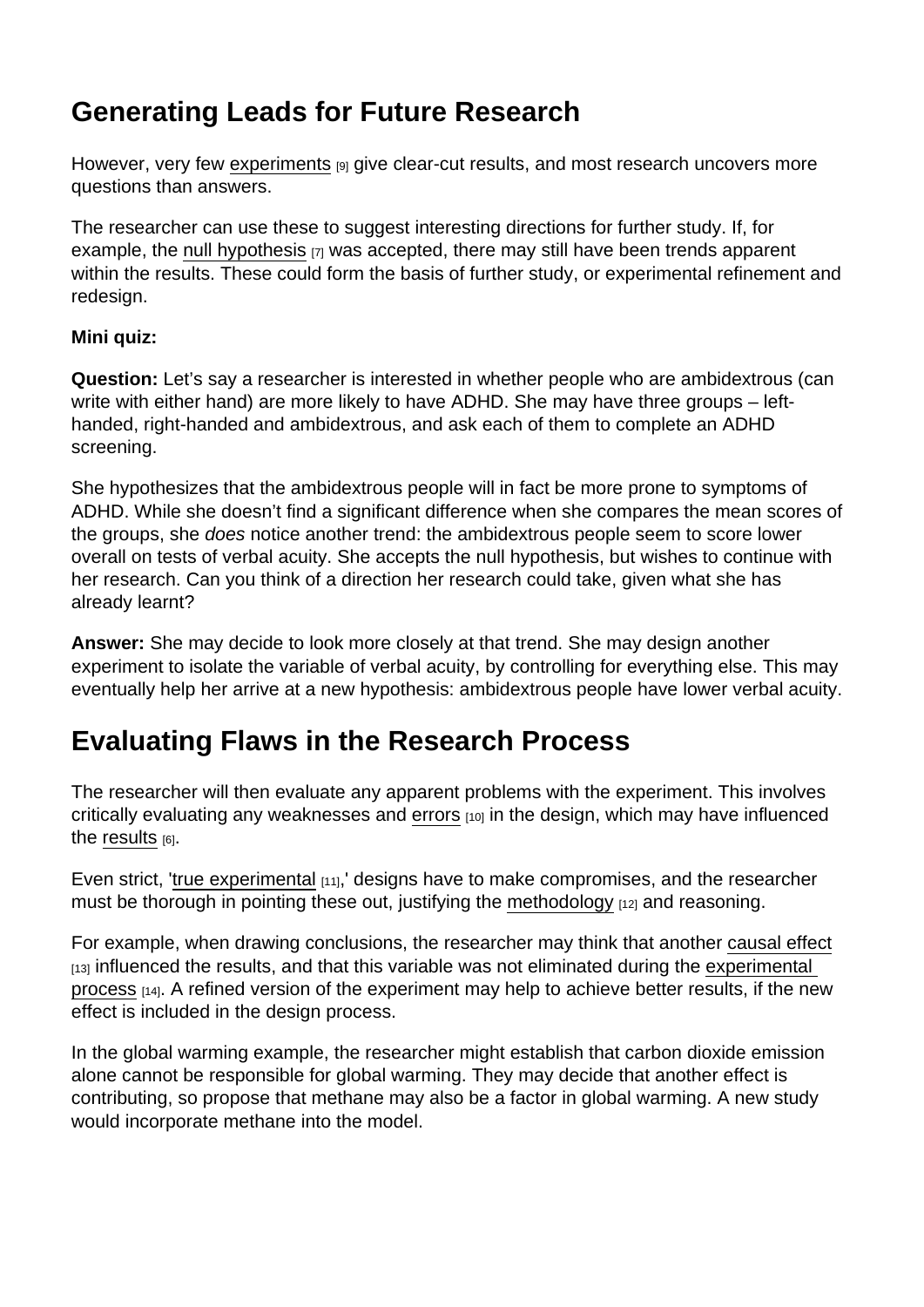## Generating Leads for Future Research

However, very few experiments [9] give clear-cut results, and most research uncovers more questions than answers.

The researcher can use these to suggest interesting directions for further study. If, for example, the null hypothesis [7] was accepted, there may still have been trends apparent within the results. These could form the basis of further study, or experimental refinement and redesign.

**Mini quiz:**

**Question:** Let's say a researcher is interested in whether people who are ambidextrous (can write with either hand) are more likely to have ADHD. She may have three groups – left-handed, right-handed and ambidextrous, and ask each of them to complete an ADHD screening.

She hypothesizes that the ambidextrous people will in fact be more prone to symptoms of ADHD. While she doesn't find a significant difference when she compares the mean scores of the groups, she *does* notice another trend: the ambidextrous people seem to score lower overall on tests of verbal acuity. She accepts the null hypothesis, but wishes to continue with her research. Can you think of a direction her research could take, given what she has already learnt?

**Answer:** She may decide to look more closely at that trend. She may design another experiment to isolate the variable of verbal acuity, by controlling for everything else. This may eventually help her arrive at a new hypothesis: ambidextrous people have lower verbal acuity.

## Evaluating Flaws in the Research Process

The researcher will then evaluate any apparent problems with the experiment. This involves critically evaluating any weaknesses and errors [10] in the design, which may have influenced the results [6].

Even strict, 'true experimental [11],' designs have to make compromises, and the researcher must be thorough in pointing these out, justifying the methodology [12] and reasoning.

For example, when drawing conclusions, the researcher may think that another causal effect [13] influenced the results, and that this variable was not eliminated during the experimental process [14]. A refined version of the experiment may help to achieve better results, if the new effect is included in the design process.

In the global warming example, the researcher might establish that carbon dioxide emission alone cannot be responsible for global warming. They may decide that another effect is contributing, so propose that methane may also be a factor in global warming. A new study would incorporate methane into the model.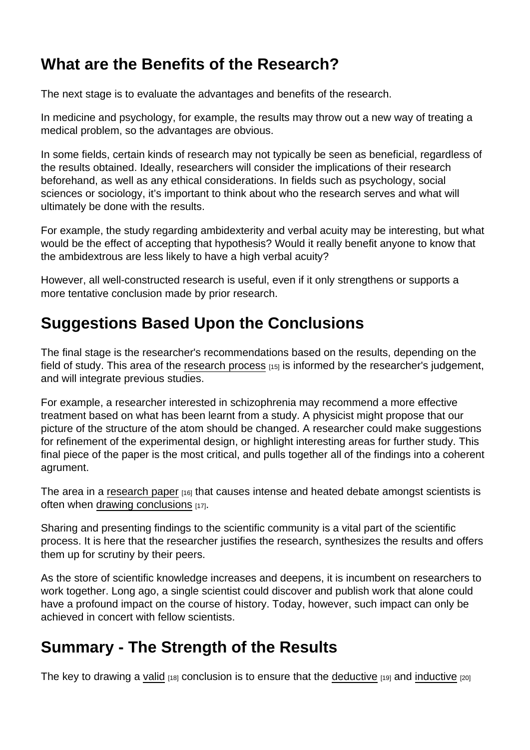## What are the Benefits of the Research?

The next stage is to evaluate the advantages and benefits of the research.

In medicine and psychology, for example, the results may throw out a new way of treating a medical problem, so the advantages are obvious.

In some fields, certain kinds of research may not typically be seen as beneficial, regardless of the results obtained. Ideally, researchers will consider the implications of their research beforehand, as well as any ethical considerations. In fields such as psychology, social sciences or sociology, it's important to think about who the research serves and what will ultimately be done with the results.

For example, the study regarding ambidexterity and verbal acuity may be interesting, but what would be the effect of accepting that hypothesis? Would it really benefit anyone to know that the ambidextrous are less likely to have a high verbal acuity?

However, all well-constructed research is useful, even if it only strengthens or supports a more tentative conclusion made by prior research.

## Suggestions Based Upon the Conclusions

The final stage is the researcher's recommendations based on the results, depending on the field of study. This area of the research process [15] is informed by the researcher's judgement, and will integrate previous studies.

For example, a researcher interested in schizophrenia may recommend a more effective treatment based on what has been learnt from a study. A physicist might propose that our picture of the structure of the atom should be changed. A researcher could make suggestions for refinement of the experimental design, or highlight interesting areas for further study. This final piece of the paper is the most critical, and pulls together all of the findings into a coherent agrument.

The area in a research paper [16] that causes intense and heated debate amongst scientists is often when drawing conclusions [17].

Sharing and presenting findings to the scientific community is a vital part of the scientific process. It is here that the researcher justifies the research, synthesizes the results and offers them up for scrutiny by their peers.

As the store of scientific knowledge increases and deepens, it is incumbent on researchers to work together. Long ago, a single scientist could discover and publish work that alone could have a profound impact on the course of history. Today, however, such impact can only be achieved in concert with fellow scientists.

## Summary - The Strength of the Results

The key to drawing a valid [18] conclusion is to ensure that the deductive [19] and inductive [20]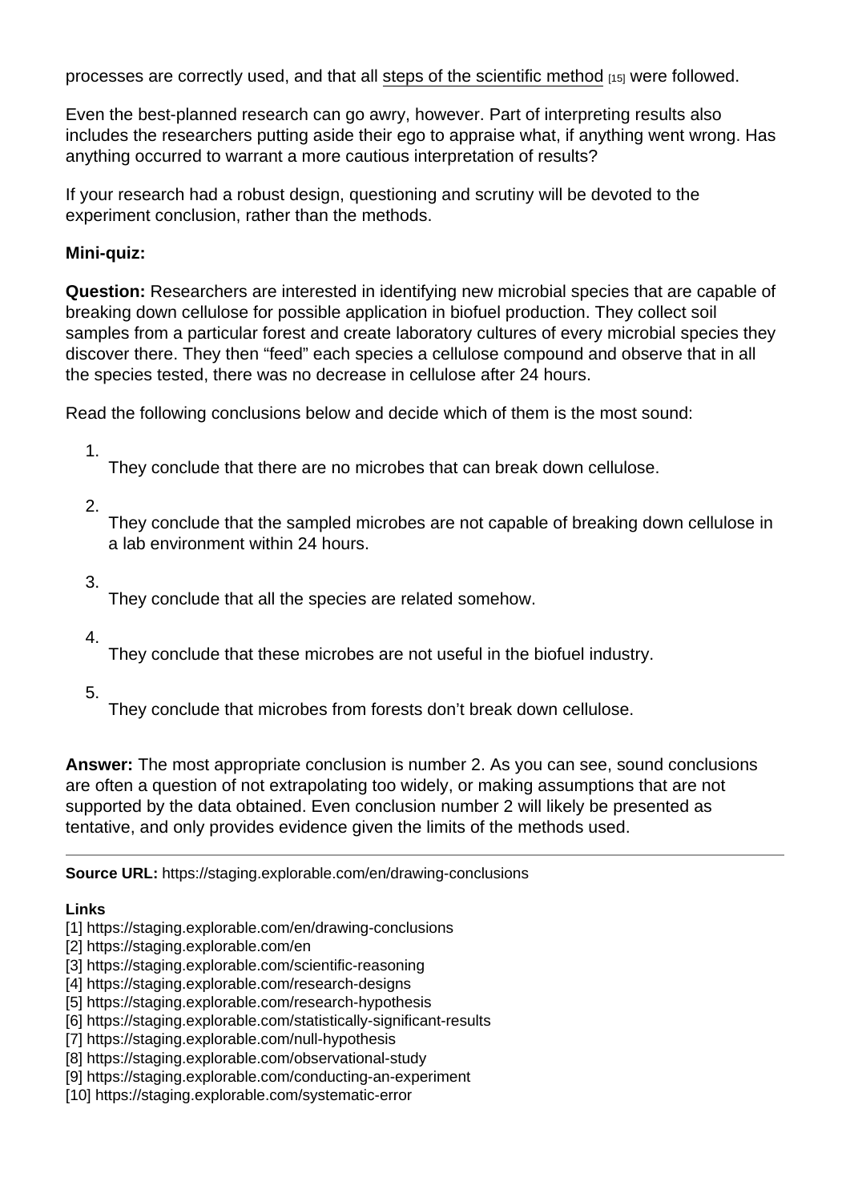processes are correctly used, and that all steps of the scientific method [15] were followed.

Even the best-planned research can go awry, however. Part of interpreting results also includes the researchers putting aside their ego to appraise what, if anything went wrong. Has anything occurred to warrant a more cautious interpretation of results?

If your research had a robust design, questioning and scrutiny will be devoted to the experiment conclusion, rather than the methods.

**Mini-quiz:**

**Question:** Researchers are interested in identifying new microbial species that are capable of breaking down cellulose for possible application in biofuel production. They collect soil samples from a particular forest and create laboratory cultures of every microbial species they discover there. They then "feed" each species a cellulose compound and observe that in all the species tested, there was no decrease in cellulose after 24 hours.

Read the following conclusions below and decide which of them is the most sound:

1. They conclude that there are no microbes that can break down cellulose.
2. They conclude that the sampled microbes are not capable of breaking down cellulose in a lab environment within 24 hours.
3. They conclude that all the species are related somehow.
4. They conclude that these microbes are not useful in the biofuel industry.
5. They conclude that microbes from forests don't break down cellulose.

**Answer:** The most appropriate conclusion is number 2. As you can see, sound conclusions are often a question of not extrapolating too widely, or making assumptions that are not supported by the data obtained. Even conclusion number 2 will likely be presented as tentative, and only provides evidence given the limits of the methods used.

---

**Source URL:** https://staging.explorable.com/en/drawing-conclusions

**Links**
[1] https://staging.explorable.com/en/drawing-conclusions
[2] https://staging.explorable.com/en
[3] https://staging.explorable.com/scientific-reasoning
[4] https://staging.explorable.com/research-designs
[5] https://staging.explorable.com/research-hypothesis
[6] https://staging.explorable.com/statistically-significant-results
[7] https://staging.explorable.com/null-hypothesis
[8] https://staging.explorable.com/observational-study
[9] https://staging.explorable.com/conducting-an-experiment
[10] https://staging.explorable.com/systematic-error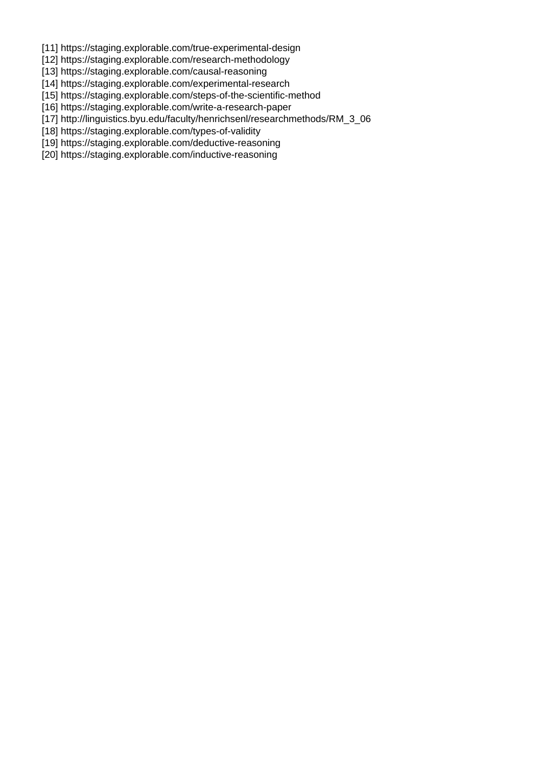[11] https://staging.explorable.com/true-experimental-design
[12] https://staging.explorable.com/research-methodology
[13] https://staging.explorable.com/causal-reasoning
[14] https://staging.explorable.com/experimental-research
[15] https://staging.explorable.com/steps-of-the-scientific-method
[16] https://staging.explorable.com/write-a-research-paper
[17] http://linguistics.byu.edu/faculty/henrichsenl/researchmethods/RM_3_06
[18] https://staging.explorable.com/types-of-validity
[19] https://staging.explorable.com/deductive-reasoning
[20] https://staging.explorable.com/inductive-reasoning